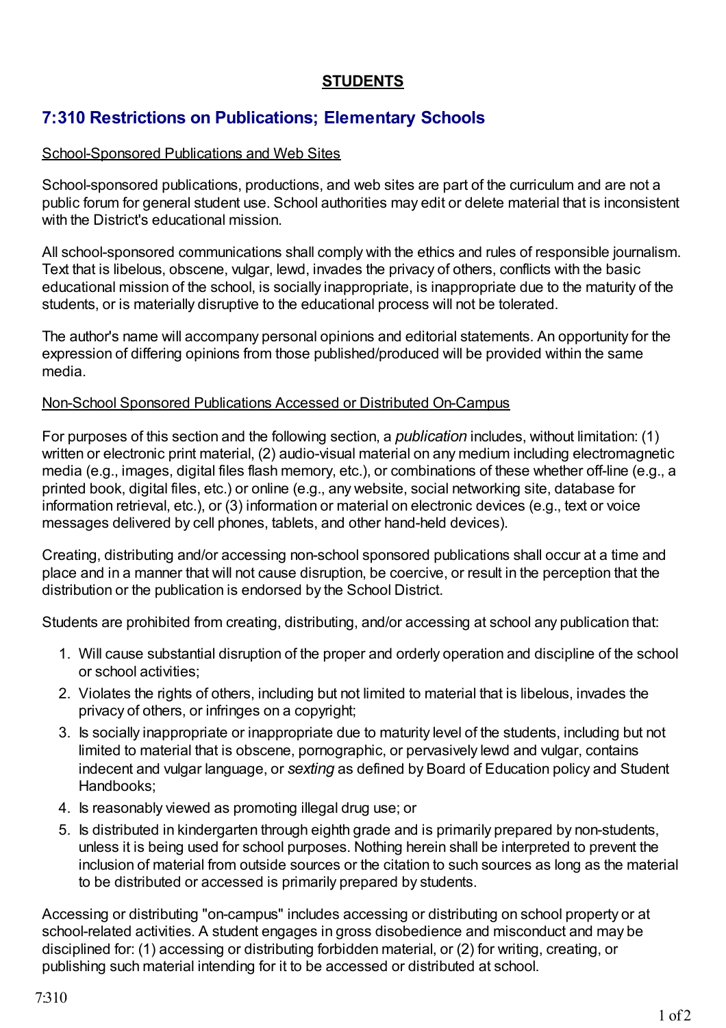# STUDENTS

## 7:310 Restrictions on Publications; Elementary Schools

School-Sponsored Publications and Web Sites

School-sponsored publications, productions, and web sites are part of the curriculum and are not a public forum for general student use. School authorities may edit or delete material that is inconsistent with the District's educational mission.

All school-sponsored communications shall comply with the ethics and rules of responsible journalism. Text that is libelous, obscene, vulgar, lewd, invades the privacy of others, conflicts with the basic educational mission of the school, is socially inappropriate, is inappropriate due to the maturity of the students, or is materially disruptive to the educational process will not be tolerated.

The author's name will accompany personal opinions and editorial statements. An opportunity for the expression of differing opinions from those published/produced will be provided within the same media.

Non-School Sponsored Publications Accessed or Distributed On-Campus

For purposes of this section and the following section, a *publication* includes, without limitation: (1) written or electronic print material, (2) audio-visual material on any medium including electromagnetic media (e.g., images, digital files flash memory, etc.), or combinations of these whether off-line (e.g., a printed book, digital files, etc.) or online (e.g., any website, social networking site, database for information retrieval, etc.), or (3) information or material on electronic devices (e.g., text or voice messages delivered by cell phones, tablets, and other hand-held devices).

Creating, distributing and/or accessing non-school sponsored publications shall occur at a time and place and in a manner that will not cause disruption, be coercive, or result in the perception that the distribution or the publication is endorsed by the School District.

Students are prohibited from creating, distributing, and/or accessing at school any publication that:

1. Will cause substantial disruption of the proper and orderly operation and discipline of the school or school activities;
2. Violates the rights of others, including but not limited to material that is libelous, invades the privacy of others, or infringes on a copyright;
3. Is socially inappropriate or inappropriate due to maturity level of the students, including but not limited to material that is obscene, pornographic, or pervasively lewd and vulgar, contains indecent and vulgar language, or *sexting* as defined by Board of Education policy and Student Handbooks;
4. Is reasonably viewed as promoting illegal drug use; or
5. Is distributed in kindergarten through eighth grade and is primarily prepared by non-students, unless it is being used for school purposes. Nothing herein shall be interpreted to prevent the inclusion of material from outside sources or the citation to such sources as long as the material to be distributed or accessed is primarily prepared by students.

Accessing or distributing "on-campus" includes accessing or distributing on school property or at school-related activities. A student engages in gross disobedience and misconduct and may be disciplined for: (1) accessing or distributing forbidden material, or (2) for writing, creating, or publishing such material intending for it to be accessed or distributed at school.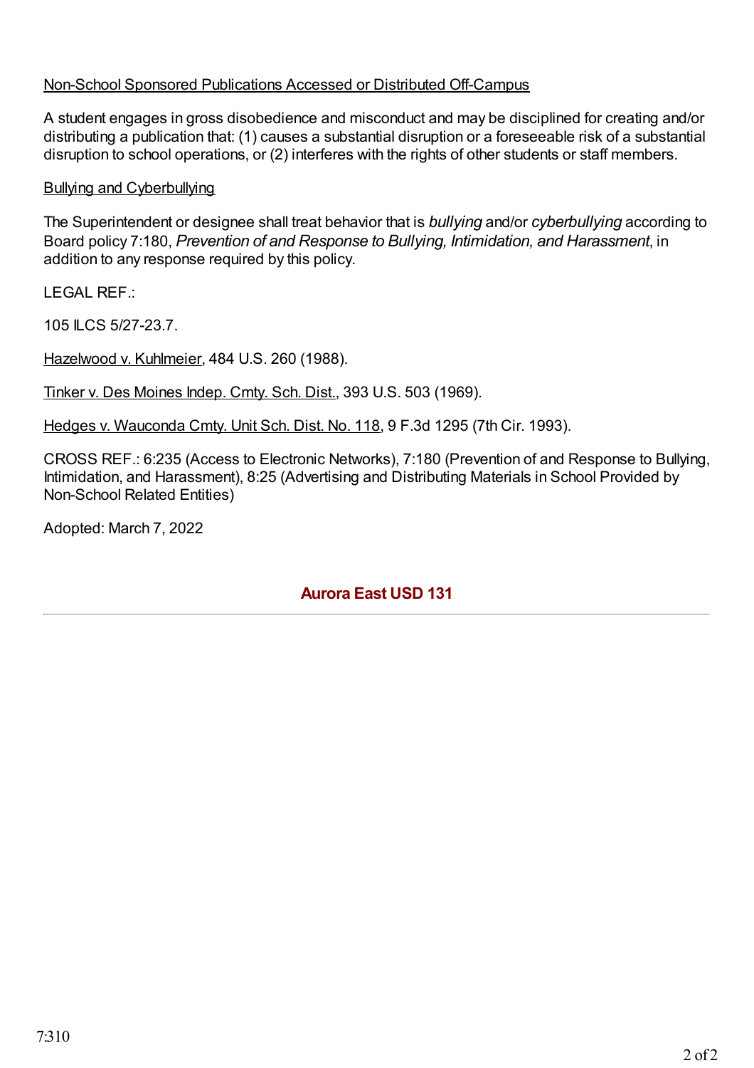Non-School Sponsored Publications Accessed or Distributed Off-Campus

A student engages in gross disobedience and misconduct and may be disciplined for creating and/or distributing a publication that: (1) causes a substantial disruption or a foreseeable risk of a substantial disruption to school operations, or (2) interferes with the rights of other students or staff members.

Bullying and Cyberbullying

The Superintendent or designee shall treat behavior that is *bullying* and/or *cyberbullying* according to Board policy 7:180, *Prevention of and Response to Bullying, Intimidation, and Harassment*, in addition to any response required by this policy.

LEGAL REF.:

105 ILCS 5/27-23.7.

Hazelwood v. Kuhlmeier, 484 U.S. 260 (1988).

Tinker v. Des Moines Indep. Cmty. Sch. Dist., 393 U.S. 503 (1969).

Hedges v. Wauconda Cmty. Unit Sch. Dist. No. 118, 9 F.3d 1295 (7th Cir. 1993).

CROSS REF.: 6:235 (Access to Electronic Networks), 7:180 (Prevention of and Response to Bullying, Intimidation, and Harassment), 8:25 (Advertising and Distributing Materials in School Provided by Non-School Related Entities)

Adopted: March 7, 2022

**Aurora East USD 131**